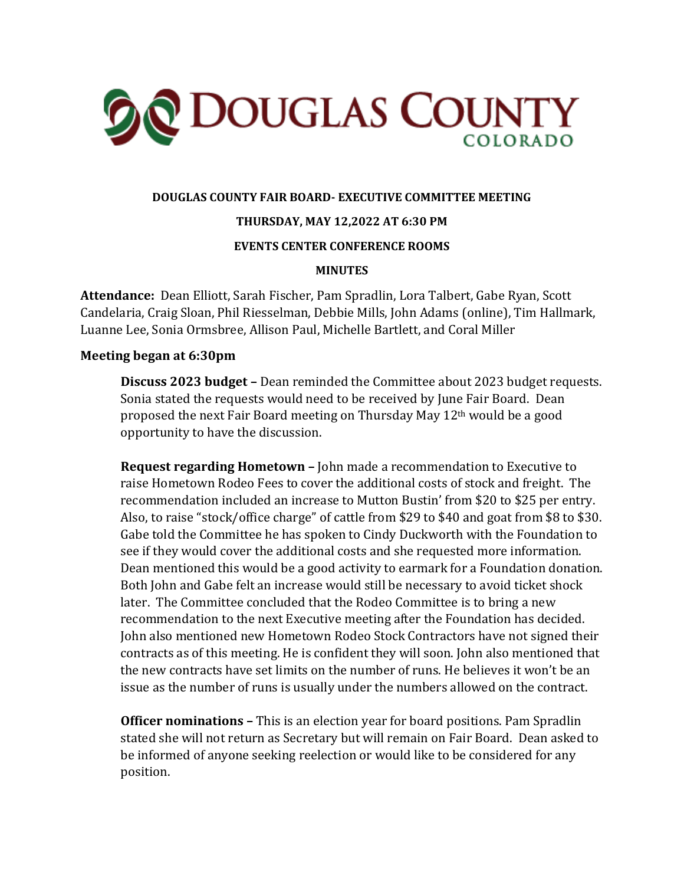# DOUGLAS COUNTY
COLORADO

**DOUGLAS COUNTY FAIR BOARD- EXECUTIVE COMMITTEE MEETING**

**THURSDAY, MAY 12,2022 AT 6:30 PM**

**EVENTS CENTER CONFERENCE ROOMS**

**MINUTES**

**Attendance:** Dean Elliott, Sarah Fischer, Pam Spradlin, Lora Talbert, Gabe Ryan, Scott Candelaria, Craig Sloan, Phil Riesselman, Debbie Mills, John Adams (online), Tim Hallmark, Luanne Lee, Sonia Ormsbree, Allison Paul, Michelle Bartlett, and Coral Miller

**Meeting began at 6:30pm**

**Discuss 2023 budget –** Dean reminded the Committee about 2023 budget requests. Sonia stated the requests would need to be received by June Fair Board. Dean proposed the next Fair Board meeting on Thursday May 12th would be a good opportunity to have the discussion.

**Request regarding Hometown –** John made a recommendation to Executive to raise Hometown Rodeo Fees to cover the additional costs of stock and freight. The recommendation included an increase to Mutton Bustin' from $20 to $25 per entry. Also, to raise "stock/office charge" of cattle from $29 to $40 and goat from $8 to $30. Gabe told the Committee he has spoken to Cindy Duckworth with the Foundation to see if they would cover the additional costs and she requested more information. Dean mentioned this would be a good activity to earmark for a Foundation donation. Both John and Gabe felt an increase would still be necessary to avoid ticket shock later. The Committee concluded that the Rodeo Committee is to bring a new recommendation to the next Executive meeting after the Foundation has decided. John also mentioned new Hometown Rodeo Stock Contractors have not signed their contracts as of this meeting. He is confident they will soon. John also mentioned that the new contracts have set limits on the number of runs. He believes it won't be an issue as the number of runs is usually under the numbers allowed on the contract.

**Officer nominations –** This is an election year for board positions. Pam Spradlin stated she will not return as Secretary but will remain on Fair Board. Dean asked to be informed of anyone seeking reelection or would like to be considered for any position.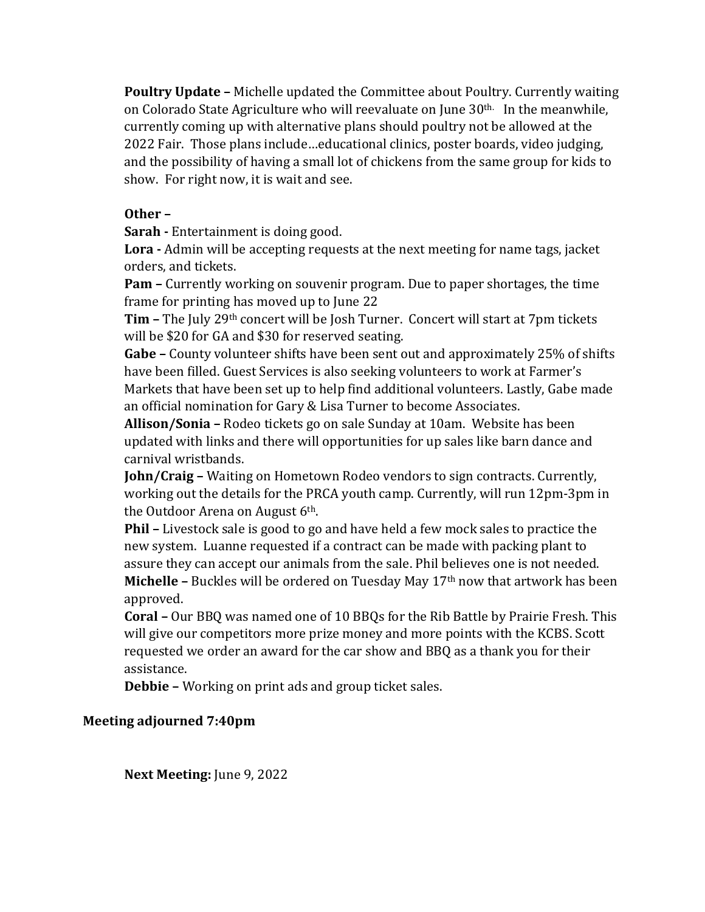**Poultry Update –** Michelle updated the Committee about Poultry. Currently waiting on Colorado State Agriculture who will reevaluate on June 30th. In the meanwhile, currently coming up with alternative plans should poultry not be allowed at the 2022 Fair. Those plans include…educational clinics, poster boards, video judging, and the possibility of having a small lot of chickens from the same group for kids to show. For right now, it is wait and see.

**Other –**

**Sarah -** Entertainment is doing good.

**Lora -** Admin will be accepting requests at the next meeting for name tags, jacket orders, and tickets.

**Pam –** Currently working on souvenir program. Due to paper shortages, the time frame for printing has moved up to June 22

**Tim –** The July 29th concert will be Josh Turner. Concert will start at 7pm tickets will be $20 for GA and $30 for reserved seating.

**Gabe –** County volunteer shifts have been sent out and approximately 25% of shifts have been filled. Guest Services is also seeking volunteers to work at Farmer's Markets that have been set up to help find additional volunteers. Lastly, Gabe made an official nomination for Gary & Lisa Turner to become Associates.

**Allison/Sonia –** Rodeo tickets go on sale Sunday at 10am. Website has been updated with links and there will opportunities for up sales like barn dance and carnival wristbands.

**John/Craig –** Waiting on Hometown Rodeo vendors to sign contracts. Currently, working out the details for the PRCA youth camp. Currently, will run 12pm-3pm in the Outdoor Arena on August 6th.

**Phil –** Livestock sale is good to go and have held a few mock sales to practice the new system. Luanne requested if a contract can be made with packing plant to assure they can accept our animals from the sale. Phil believes one is not needed.

**Michelle –** Buckles will be ordered on Tuesday May 17th now that artwork has been approved.

**Coral –** Our BBQ was named one of 10 BBQs for the Rib Battle by Prairie Fresh. This will give our competitors more prize money and more points with the KCBS. Scott requested we order an award for the car show and BBQ as a thank you for their assistance.

**Debbie –** Working on print ads and group ticket sales.

**Meeting adjourned 7:40pm**

**Next Meeting:** June 9, 2022